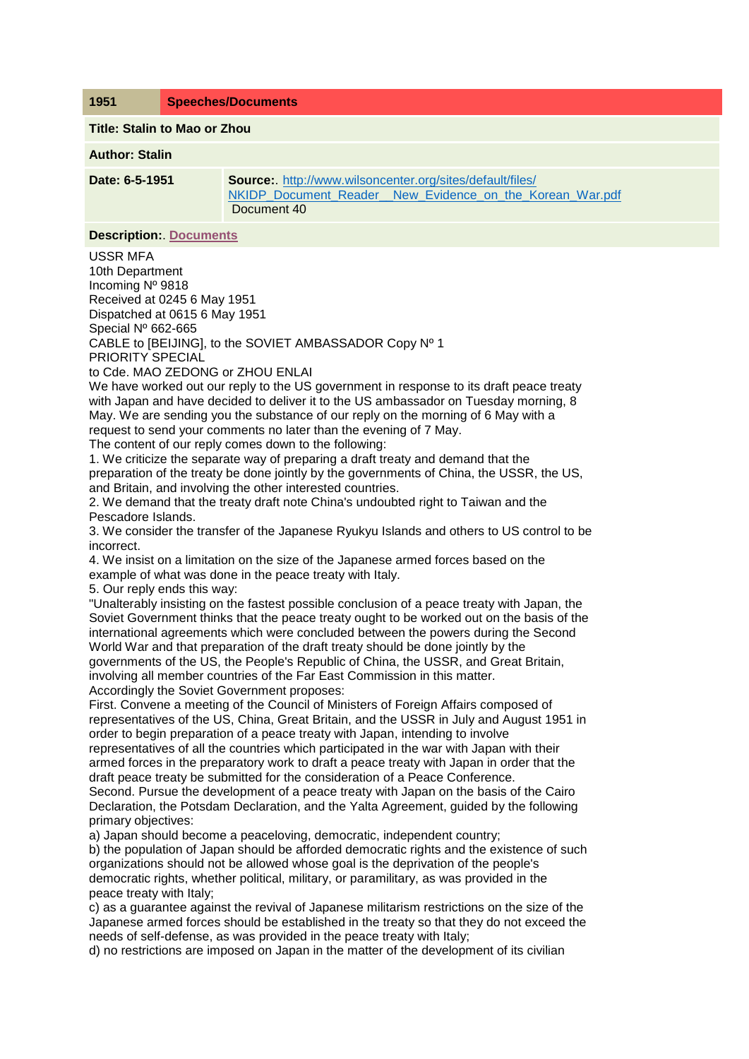| 1951 | Speeches/Documents |
|---|---|

**Title: Stalin to Mao or Zhou**

**Author: Stalin**

| **Date: 6-5-1951** | **Source:**. http://www.wilsoncenter.org/sites/default/files/NKIDP_Document_Reader__New_Evidence_on_the_Korean_War.pdf Document 40 |
|---|---|

**Description:**. Documents

USSR MFA
10th Department
Incoming Nº 9818
Received at 0245 6 May 1951
Dispatched at 0615 6 May 1951
Special Nº 662-665
CABLE to [BEIJING], to the SOVIET AMBASSADOR Copy Nº 1
PRIORITY SPECIAL
to Cde. MAO ZEDONG or ZHOU ENLAI

We have worked out our reply to the US government in response to its draft peace treaty with Japan and have decided to deliver it to the US ambassador on Tuesday morning, 8 May. We are sending you the substance of our reply on the morning of 6 May with a request to send your comments no later than the evening of 7 May.

The content of our reply comes down to the following:

1. We criticize the separate way of preparing a draft treaty and demand that the preparation of the treaty be done jointly by the governments of China, the USSR, the US, and Britain, and involving the other interested countries.
2. We demand that the treaty draft note China's undoubted right to Taiwan and the Pescadore Islands.
3. We consider the transfer of the Japanese Ryukyu Islands and others to US control to be incorrect.
4. We insist on a limitation on the size of the Japanese armed forces based on the example of what was done in the peace treaty with Italy.
5. Our reply ends this way:

"Unalterably insisting on the fastest possible conclusion of a peace treaty with Japan, the Soviet Government thinks that the peace treaty ought to be worked out on the basis of the international agreements which were concluded between the powers during the Second World War and that preparation of the draft treaty should be done jointly by the governments of the US, the People's Republic of China, the USSR, and Great Britain, involving all member countries of the Far East Commission in this matter.

Accordingly the Soviet Government proposes:

First. Convene a meeting of the Council of Ministers of Foreign Affairs composed of representatives of the US, China, Great Britain, and the USSR in July and August 1951 in order to begin preparation of a peace treaty with Japan, intending to involve representatives of all the countries which participated in the war with Japan with their armed forces in the preparatory work to draft a peace treaty with Japan in order that the draft peace treaty be submitted for the consideration of a Peace Conference.

Second. Pursue the development of a peace treaty with Japan on the basis of the Cairo Declaration, the Potsdam Declaration, and the Yalta Agreement, guided by the following primary objectives:

a) Japan should become a peaceloving, democratic, independent country;
b) the population of Japan should be afforded democratic rights and the existence of such organizations should not be allowed whose goal is the deprivation of the people's democratic rights, whether political, military, or paramilitary, as was provided in the peace treaty with Italy;
c) as a guarantee against the revival of Japanese militarism restrictions on the size of the Japanese armed forces should be established in the treaty so that they do not exceed the needs of self-defense, as was provided in the peace treaty with Italy;
d) no restrictions are imposed on Japan in the matter of the development of its civilian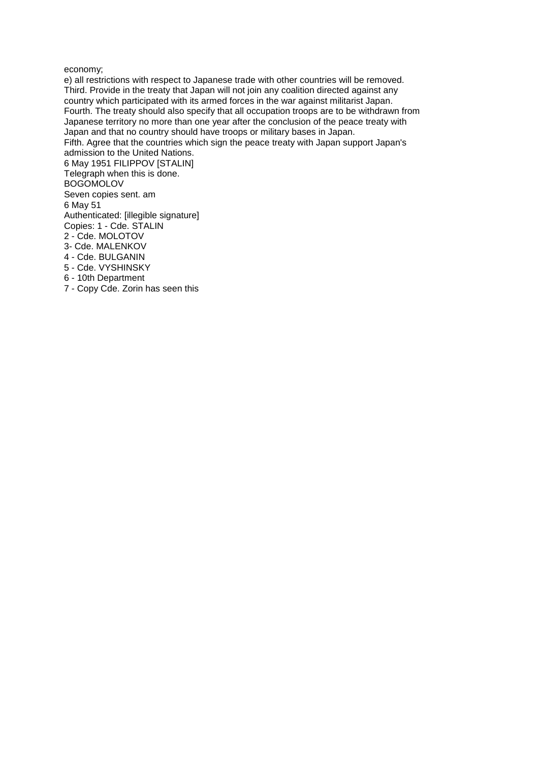economy;

e) all restrictions with respect to Japanese trade with other countries will be removed.

Third. Provide in the treaty that Japan will not join any coalition directed against any country which participated with its armed forces in the war against militarist Japan.

Fourth. The treaty should also specify that all occupation troops are to be withdrawn from Japanese territory no more than one year after the conclusion of the peace treaty with Japan and that no country should have troops or military bases in Japan.

Fifth. Agree that the countries which sign the peace treaty with Japan support Japan's admission to the United Nations.

6 May 1951 FILIPPOV [STALIN]

Telegraph when this is done.

BOGOMOLOV

Seven copies sent. am

6 May 51

Authenticated: [illegible signature]

Copies: 1 - Cde. STALIN

2 - Cde. MOLOTOV

3- Cde. MALENKOV

4 - Cde. BULGANIN

5 - Cde. VYSHINSKY

6 - 10th Department

7 - Copy Cde. Zorin has seen this